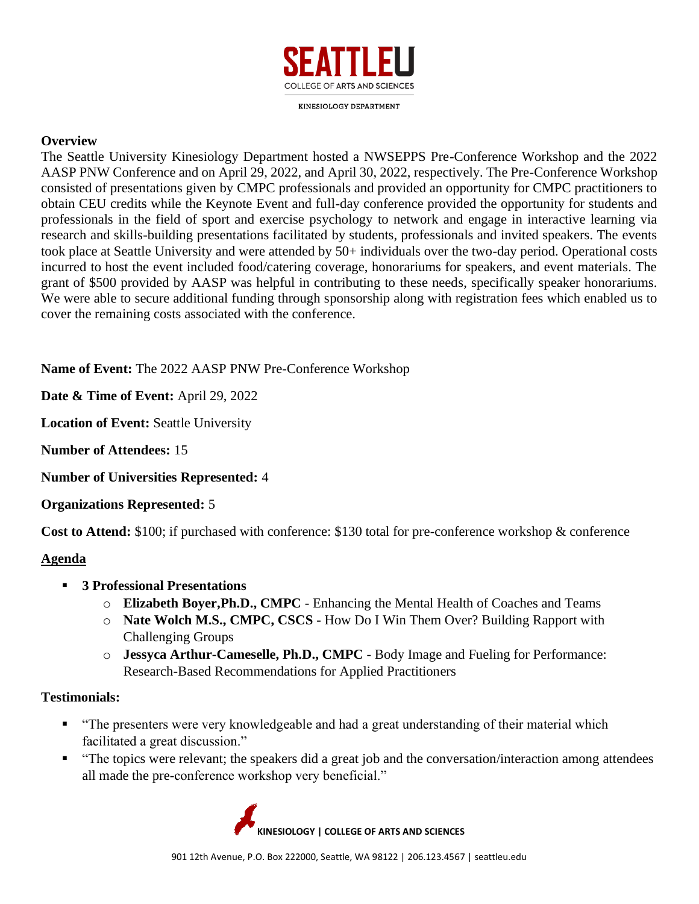**Overview**

The Seattle University Kinesiology Department hosted a NWSEPPS Pre-Conference Workshop and the 2022 AASP PNW Conference and on April 29, 2022, and April 30, 2022, respectively. The Pre-Conference Workshop consisted of presentations given by CMPC professionals and provided an opportunity for CMPC practitioners to obtain CEU credits while the Keynote Event and full-day conference provided the opportunity for students and professionals in the field of sport and exercise psychology to network and engage in interactive learning via research and skills-building presentations facilitated by students, professionals and invited speakers. The events took place at Seattle University and were attended by 50+ individuals over the two-day period. Operational costs incurred to host the event included food/catering coverage, honorariums for speakers, and event materials. The grant of $500 provided by AASP was helpful in contributing to these needs, specifically speaker honorariums. We were able to secure additional funding through sponsorship along with registration fees which enabled us to cover the remaining costs associated with the conference.

**Name of Event:** The 2022 AASP PNW Pre-Conference Workshop

**Date & Time of Event:** April 29, 2022

**Location of Event:** Seattle University

**Number of Attendees:** 15

**Number of Universities Represented:** 4

**Organizations Represented:** 5

**Cost to Attend:** $100; if purchased with conference: $130 total for pre-conference workshop & conference

**Agenda**

- **3 Professional Presentations**
  - **Elizabeth Boyer,Ph.D., CMPC** - Enhancing the Mental Health of Coaches and Teams
  - **Nate Wolch M.S., CMPC, CSCS -** How Do I Win Them Over? Building Rapport with Challenging Groups
  - **Jessyca Arthur-Cameselle, Ph.D., CMPC** - Body Image and Fueling for Performance: Research-Based Recommendations for Applied Practitioners

**Testimonials:**

- "The presenters were very knowledgeable and had a great understanding of their material which facilitated a great discussion."
- "The topics were relevant; the speakers did a great job and the conversation/interaction among attendees all made the pre-conference workshop very beneficial."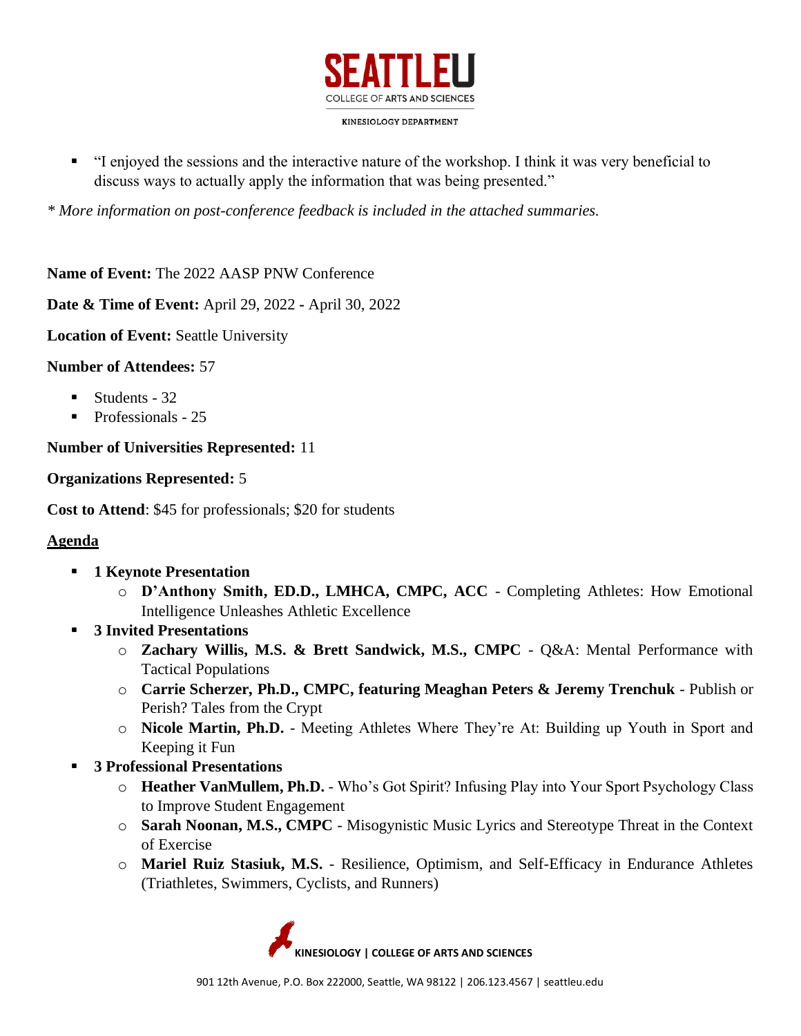- "I enjoyed the sessions and the interactive nature of the workshop. I think it was very beneficial to discuss ways to actually apply the information that was being presented."

*\* More information on post-conference feedback is included in the attached summaries.*

**Name of Event:** The 2022 AASP PNW Conference

**Date & Time of Event:** April 29, 2022 - April 30, 2022

**Location of Event:** Seattle University

**Number of Attendees:** 57

- Students - 32
- Professionals - 25

**Number of Universities Represented:** 11

**Organizations Represented:** 5

**Cost to Attend**: $45 for professionals; $20 for students

**Agenda**

- **1 Keynote Presentation**
  - **D'Anthony Smith, ED.D., LMHCA, CMPC, ACC** - Completing Athletes: How Emotional Intelligence Unleashes Athletic Excellence
- **3 Invited Presentations**
  - **Zachary Willis, M.S. & Brett Sandwick, M.S., CMPC** - Q&A: Mental Performance with Tactical Populations
  - **Carrie Scherzer, Ph.D., CMPC, featuring Meaghan Peters & Jeremy Trenchuk** - Publish or Perish? Tales from the Crypt
  - **Nicole Martin, Ph.D.** - Meeting Athletes Where They're At: Building up Youth in Sport and Keeping it Fun
- **3 Professional Presentations**
  - **Heather VanMullem, Ph.D.** - Who's Got Spirit? Infusing Play into Your Sport Psychology Class to Improve Student Engagement
  - **Sarah Noonan, M.S., CMPC** - Misogynistic Music Lyrics and Stereotype Threat in the Context of Exercise
  - **Mariel Ruiz Stasiuk, M.S.** - Resilience, Optimism, and Self-Efficacy in Endurance Athletes (Triathletes, Swimmers, Cyclists, and Runners)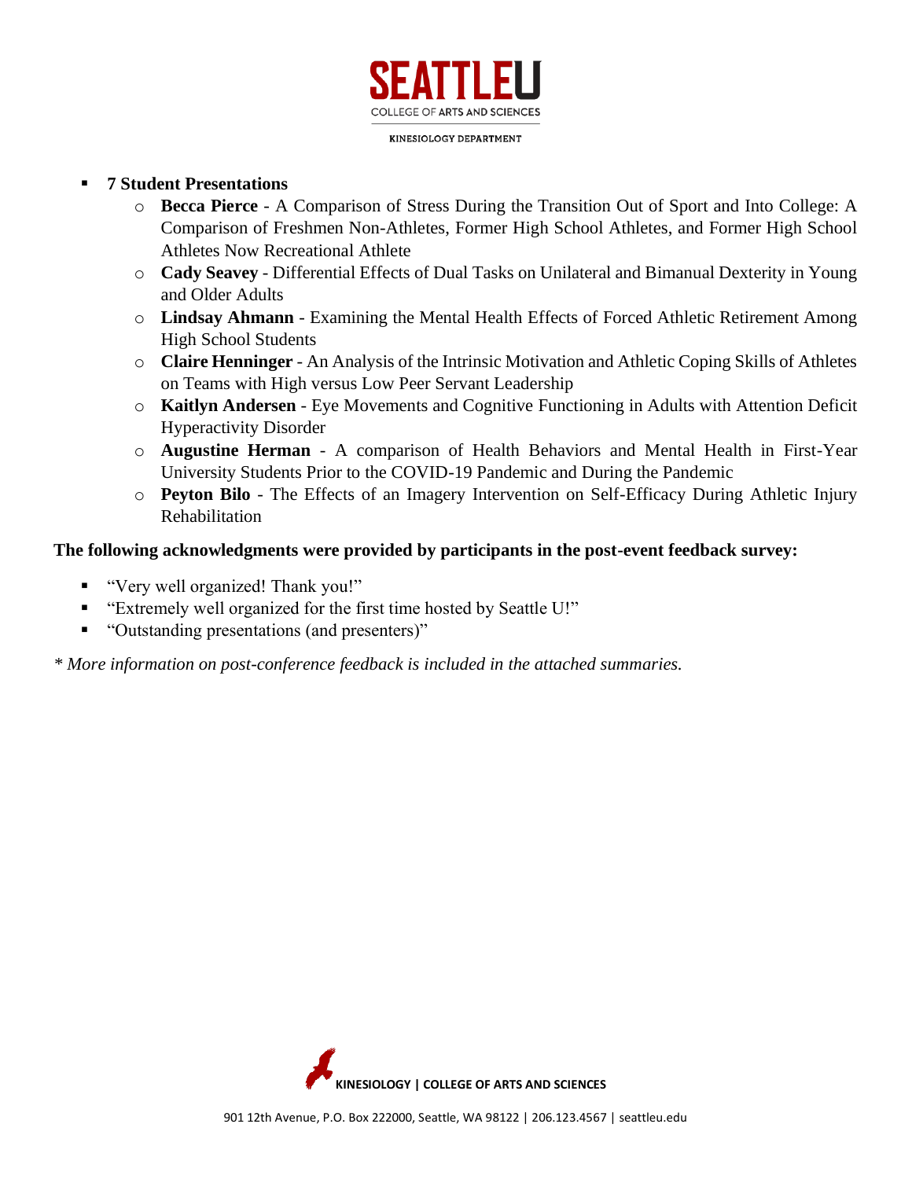- **7 Student Presentations**
  - **Becca Pierce** - A Comparison of Stress During the Transition Out of Sport and Into College: A Comparison of Freshmen Non-Athletes, Former High School Athletes, and Former High School Athletes Now Recreational Athlete
  - **Cady Seavey** - Differential Effects of Dual Tasks on Unilateral and Bimanual Dexterity in Young and Older Adults
  - **Lindsay Ahmann** - Examining the Mental Health Effects of Forced Athletic Retirement Among High School Students
  - **Claire Henninger** - An Analysis of the Intrinsic Motivation and Athletic Coping Skills of Athletes on Teams with High versus Low Peer Servant Leadership
  - **Kaitlyn Andersen** - Eye Movements and Cognitive Functioning in Adults with Attention Deficit Hyperactivity Disorder
  - **Augustine Herman** - A comparison of Health Behaviors and Mental Health in First-Year University Students Prior to the COVID-19 Pandemic and During the Pandemic
  - **Peyton Bilo** - The Effects of an Imagery Intervention on Self-Efficacy During Athletic Injury Rehabilitation

**The following acknowledgments were provided by participants in the post-event feedback survey:**

- "Very well organized! Thank you!"
- "Extremely well organized for the first time hosted by Seattle U!"
- "Outstanding presentations (and presenters)"

*\* More information on post-conference feedback is included in the attached summaries.*